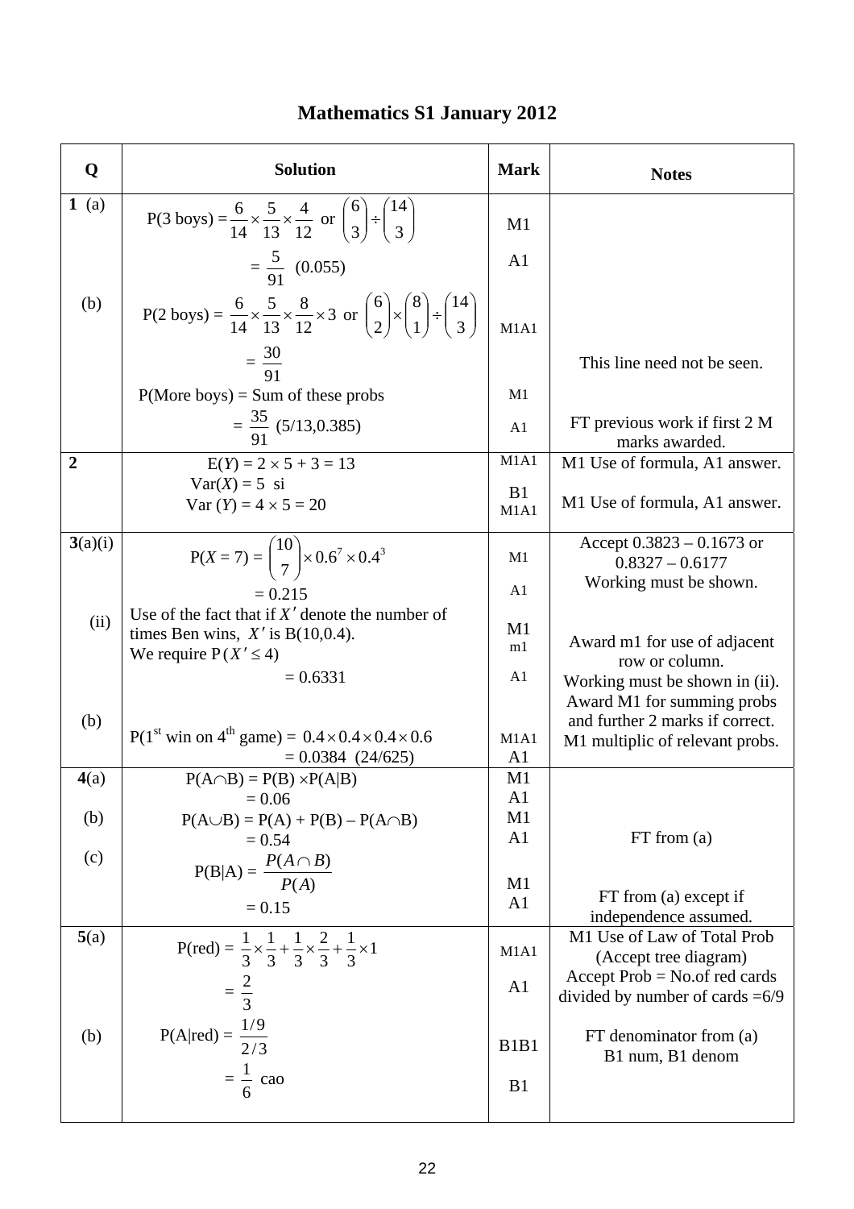# Mathematics S1 January 2012

| Q | Solution | Mark | Notes |
|---|---|---|---|
| **1** (a) | P(3 boys) = $\frac{6}{14}\times\frac{5}{13}\times\frac{4}{12}$ or $\binom{6}{3}\div\binom{14}{3}$ | M1 | |
| | = $\frac{5}{91}$ (0.055) | A1 | |
| (b) | P(2 boys) = $\frac{6}{14}\times\frac{5}{13}\times\frac{8}{12}\times 3$ or $\binom{6}{2}\times\binom{8}{1}\div\binom{14}{3}$ | M1A1 | |
| | = $\frac{30}{91}$ | | This line need not be seen. |
| | P(More boys) = Sum of these probs | M1 | |
| | = $\frac{35}{91}$ (5/13,0.385) | A1 | FT previous work if first 2 M marks awarded. |
| **2** | E(*Y*) = 2 × 5 + 3 = 13 | M1A1 | M1 Use of formula, A1 answer. |
| | Var(*X*) = 5 si | B1 | |
| | Var (*Y*) = 4 × 5 = 20 | M1A1 | M1 Use of formula, A1 answer. |
| **3**(a)(i) | P(*X* = 7) = $\binom{10}{7}\times 0.6^7\times 0.4^3$ | M1 | Accept 0.3823 – 0.1673 or 0.8327 – 0.6177 |
| | = 0.215 | A1 | Working must be shown. |
| (ii) | Use of the fact that if $X'$ denote the number of times Ben wins, $X'$ is B(10,0.4). | M1 | |
| | We require P($X' \le 4$) | m1 | Award m1 for use of adjacent row or column. |
| | = 0.6331 | A1 | Working must be shown in (ii). Award M1 for summing probs and further 2 marks if correct. |
| (b) | P(1[st] win on 4[th] game) = $0.4\times0.4\times0.4\times0.6$ | M1A1 | M1 multiplic of relevant probs. |
| | = 0.0384 (24/625) | A1 | |
| **4**(a) | P(A∩B) = P(B) ×P(A\|B) | M1 | |
| | = 0.06 | A1 | |
| (b) | P(A∪B) = P(A) + P(B) – P(A∩B) | M1 | |
| | = 0.54 | A1 | FT from (a) |
| (c) | P(B\|A) = $\frac{P(A\cap B)}{P(A)}$ | M1 | |
| | = 0.15 | A1 | FT from (a) except if independence assumed. |
| **5**(a) | P(red) = $\frac{1}{3}\times\frac{1}{3}+\frac{1}{3}\times\frac{2}{3}+\frac{1}{3}\times 1$ | M1A1 | M1 Use of Law of Total Prob (Accept tree diagram) |
| | = $\frac{2}{3}$ | A1 | Accept Prob = No.of red cards divided by number of cards =6/9 |
| (b) | P(A\|red) = $\frac{1/9}{2/3}$ | B1B1 | FT denominator from (a) B1 num, B1 denom |
| | = $\frac{1}{6}$ cao | B1 | |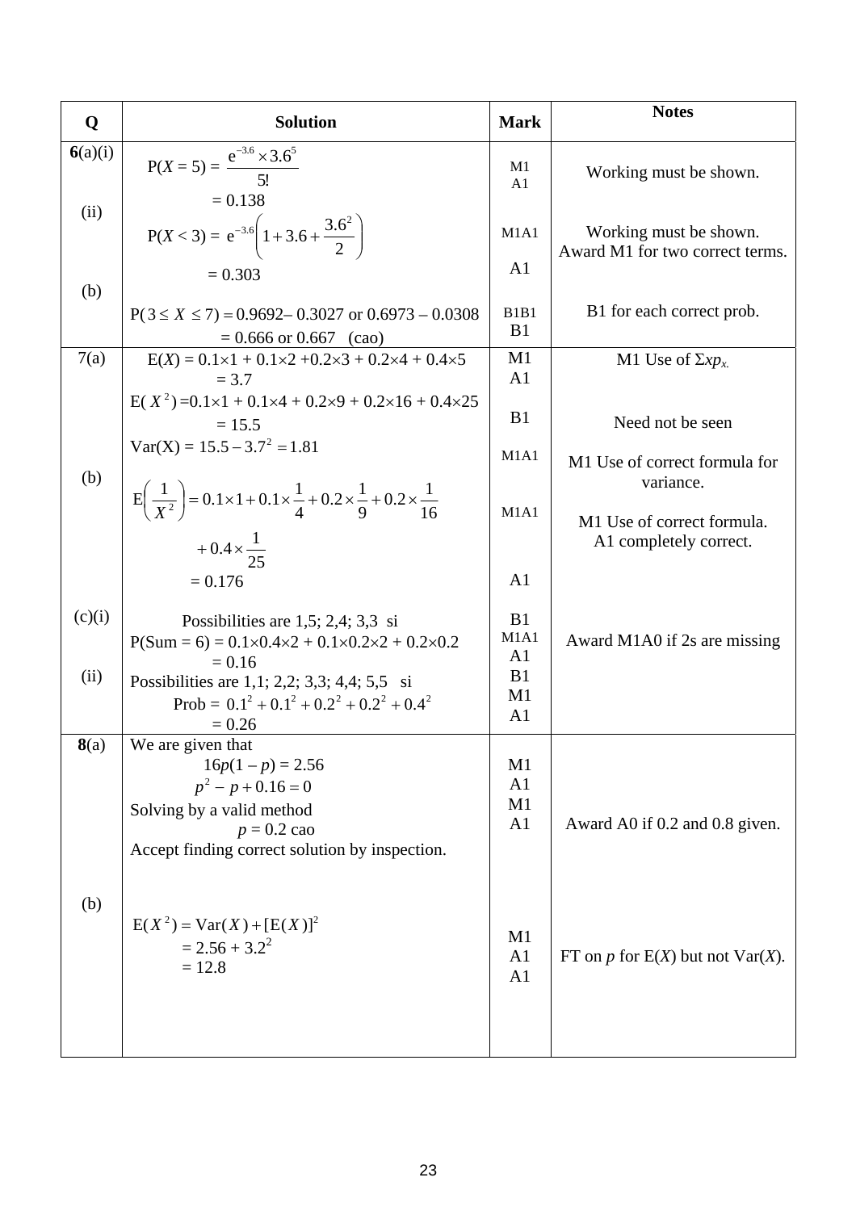| Q | Solution | Mark | Notes |
|---|---|---|---|
| **6**(a)(i) | $\text{P}(X = 5) = \dfrac{\text{e}^{-3.6} \times 3.6^5}{5!}$ <br> $= 0.138$ | M1 <br> A1 | Working must be shown. |
| (ii) | $\text{P}(X < 3) = \text{e}^{-3.6}\left(1 + 3.6 + \dfrac{3.6^2}{2}\right)$ <br> $= 0.303$ | M1A1 <br> A1 | Working must be shown. Award M1 for two correct terms. |
| (b) | $\text{P}(3 \le X \le 7) = 0.9692 - 0.3027$ or $0.6973 - 0.0308$ <br> $= 0.666$ or $0.667$ (cao) | B1B1 <br> B1 | B1 for each correct prob. |
| 7(a) | $\text{E}(X) = 0.1\times1 + 0.1\times2 + 0.2\times3 + 0.2\times4 + 0.4\times5$ <br> $= 3.7$ <br> $\text{E}(X^2) = 0.1\times1 + 0.1\times4 + 0.2\times9 + 0.2\times16 + 0.4\times25$ <br> $= 15.5$ <br> $\text{Var(X)} = 15.5 - 3.7^2 = 1.81$ | M1 <br> A1 <br> B1 <br> M1A1 | M1 Use of $\Sigma x p_x$. <br> Need not be seen <br> M1 Use of correct formula for variance. |
| (b) | $\text{E}\left(\dfrac{1}{X^2}\right) = 0.1\times1 + 0.1\times\dfrac{1}{4} + 0.2\times\dfrac{1}{9} + 0.2\times\dfrac{1}{16}$ <br> $+ 0.4\times\dfrac{1}{25}$ <br> $= 0.176$ | M1A1 <br> A1 | M1 Use of correct formula. <br> A1 completely correct. |
| (c)(i) | Possibilities are 1,5; 2,4; 3,3 si <br> $\text{P(Sum = 6)} = 0.1\times0.4\times2 + 0.1\times0.2\times2 + 0.2\times0.2$ <br> $= 0.16$ | B1 <br> M1A1 <br> A1 | Award M1A0 if 2s are missing |
| (ii) | Possibilities are 1,1; 2,2; 3,3; 4,4; 5,5 si <br> $\text{Prob} = 0.1^2 + 0.1^2 + 0.2^2 + 0.2^2 + 0.4^2$ <br> $= 0.26$ | B1 <br> M1 <br> A1 | |
| **8**(a) | We are given that <br> $16p(1 - p) = 2.56$ <br> $p^2 - p + 0.16 = 0$ <br> Solving by a valid method <br> $p = 0.2$ cao <br> Accept finding correct solution by inspection. | M1 <br> A1 <br> M1 <br> A1 | Award A0 if 0.2 and 0.8 given. |
| (b) | $\text{E}(X^2) = \text{Var}(X) + [\text{E}(X)]^2$ <br> $= 2.56 + 3.2^2$ <br> $= 12.8$ | M1 <br> A1 <br> A1 | FT on $p$ for E($X$) but not Var($X$). |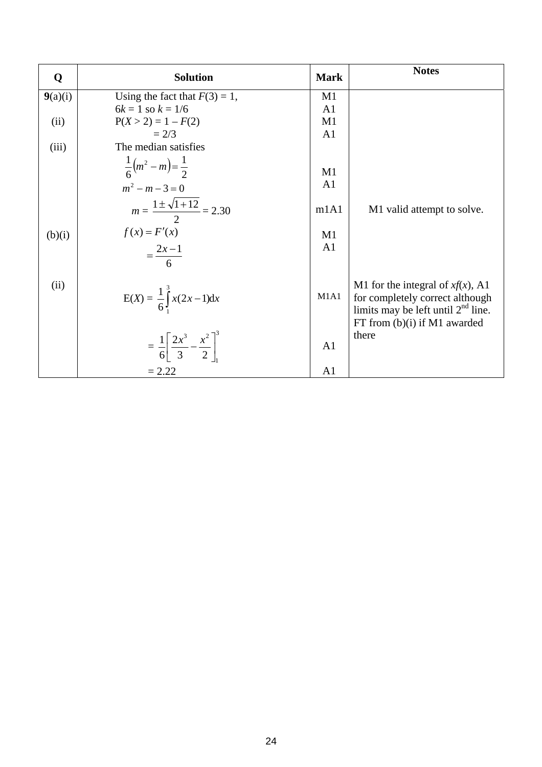| Q | Solution | Mark | Notes |
|---|---|---|---|
| **9**(a)(i) | Using the fact that $F(3) = 1$, | M1 | |
| | $6k = 1$ so $k = 1/6$ | A1 | |
| (ii) | $P(X > 2) = 1 - F(2)$ | M1 | |
| | $= 2/3$ | A1 | |
| (iii) | The median satisfies | | |
| | $\frac{1}{6}(m^2 - m) = \frac{1}{2}$ | M1 | |
| | $m^2 - m - 3 = 0$ | A1 | |
| | $m = \frac{1 \pm \sqrt{1+12}}{2} = 2.30$ | m1A1 | M1 valid attempt to solve. |
| (b)(i) | $f(x) = F'(x)$ | M1 | |
| | $= \frac{2x-1}{6}$ | A1 | |
| (ii) | $E(X) = \frac{1}{6}\int_1^3 x(2x-1)dx$ | M1A1 | M1 for the integral of $xf(x)$, A1 for completely correct although limits may be left until 2nd line. FT from (b)(i) if M1 awarded there |
| | $= \frac{1}{6}\left[\frac{2x^3}{3} - \frac{x^2}{2}\right]_1^3$ | A1 | |
| | $= 2.22$ | A1 | |